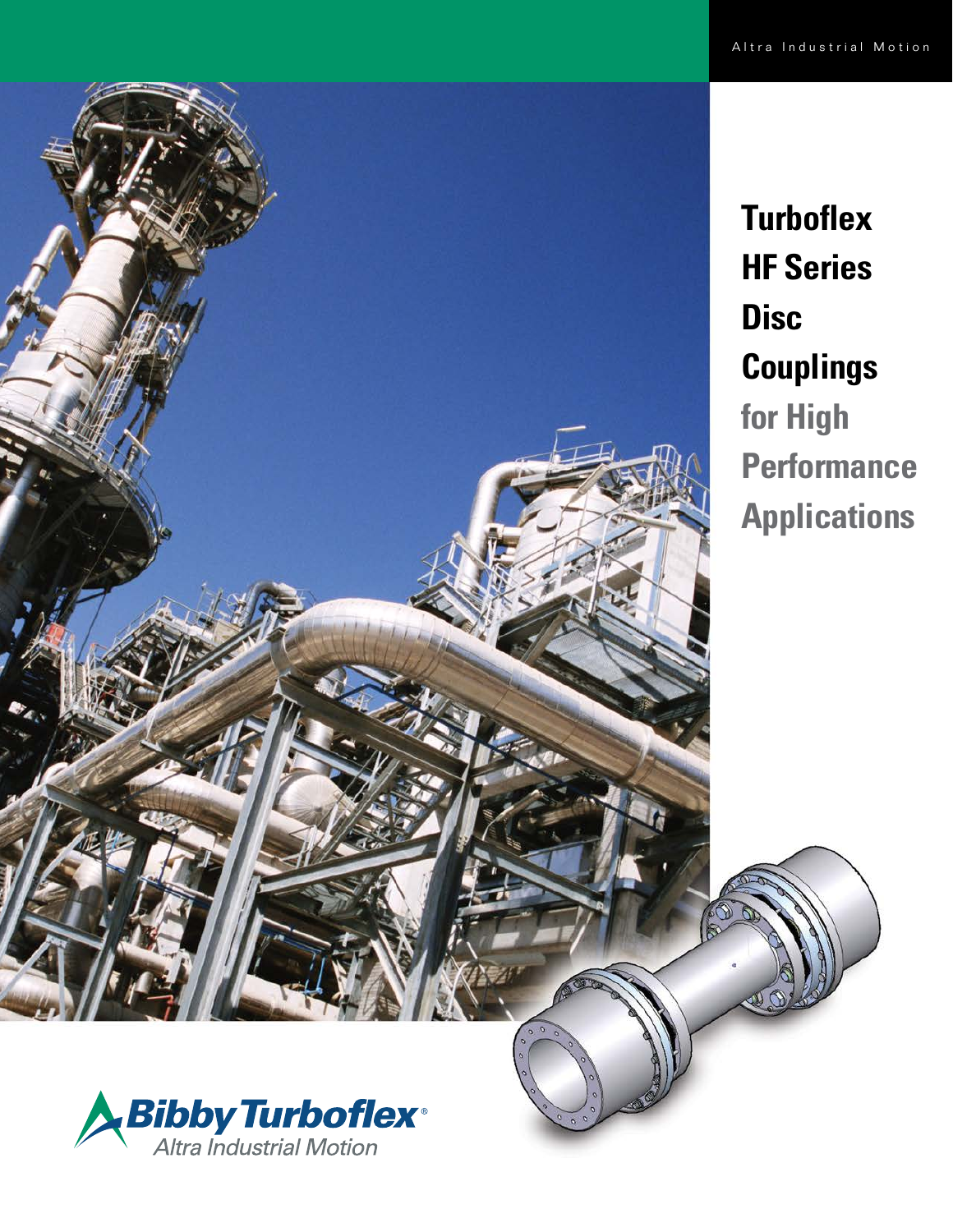Altra Industrial Motion

# Turboflex HF Series Disc Couplings for High Performance Applications

Bibby Turboflex®

Altra Industrial Motion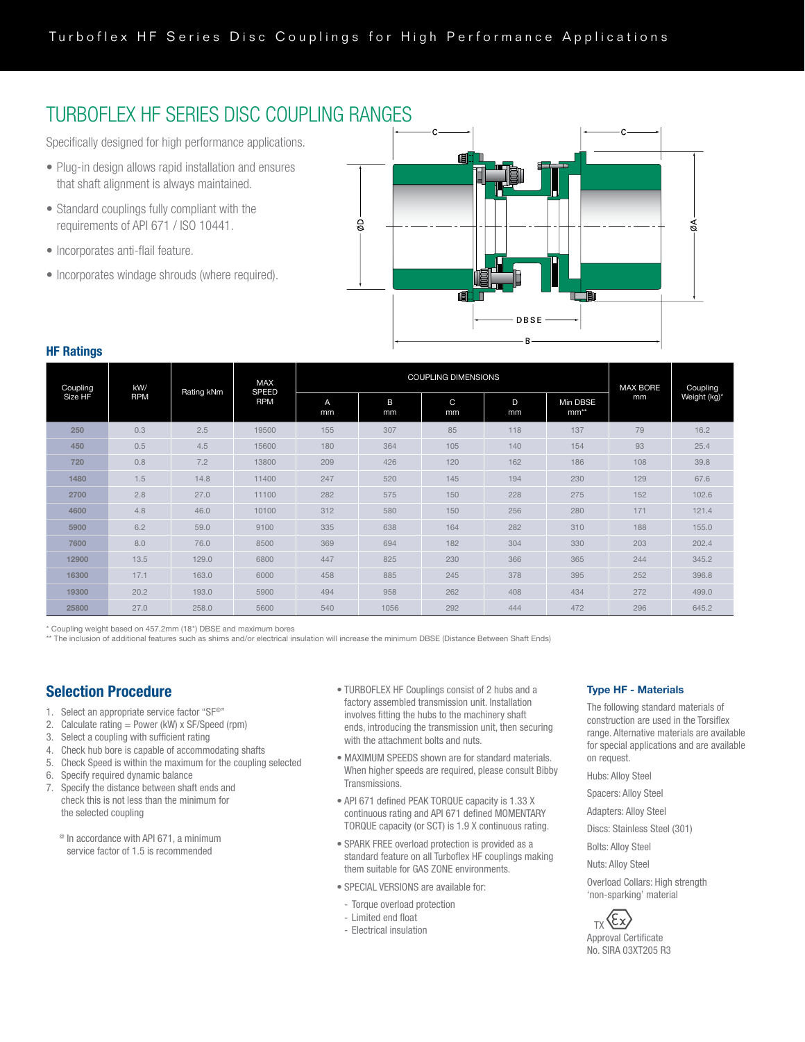## TURBOFLEX HF SERIES DISC COUPLING RANGES

Specifically designed for high performance applications.

- Plug-in design allows rapid installation and ensures that shaft alignment is always maintained.
- Standard couplings fully compliant with the requirements of API 671 / ISO 10441.
- Incorporates anti-flail feature.
- Incorporates windage shrouds (where required).

C
C
ØD
ØA
DBSE
B

### HF Ratings

| Coupling Size HF | kW/ RPM | Rating kNm | MAX SPEED RPM | COUPLING DIMENSIONS | | | | | MAX BORE mm | Coupling Weight (kg)* |
|---|---|---|---|---|---|---|---|---|---|---|
| | | | | A mm | B mm | C mm | D mm | Min DBSE mm** | | |
| 250 | 0.3 | 2.5 | 19500 | 155 | 307 | 85 | 118 | 137 | 79 | 16.2 |
| 450 | 0.5 | 4.5 | 15600 | 180 | 364 | 105 | 140 | 154 | 93 | 25.4 |
| 720 | 0.8 | 7.2 | 13800 | 209 | 426 | 120 | 162 | 186 | 108 | 39.8 |
| 1480 | 1.5 | 14.8 | 11400 | 247 | 520 | 145 | 194 | 230 | 129 | 67.6 |
| 2700 | 2.8 | 27.0 | 11100 | 282 | 575 | 150 | 228 | 275 | 152 | 102.6 |
| 4600 | 4.8 | 46.0 | 10100 | 312 | 580 | 150 | 256 | 280 | 171 | 121.4 |
| 5900 | 6.2 | 59.0 | 9100 | 335 | 638 | 164 | 282 | 310 | 188 | 155.0 |
| 7600 | 8.0 | 76.0 | 8500 | 369 | 694 | 182 | 304 | 330 | 203 | 202.4 |
| 12900 | 13.5 | 129.0 | 6800 | 447 | 825 | 230 | 366 | 365 | 244 | 345.2 |
| 16300 | 17.1 | 163.0 | 6000 | 458 | 885 | 245 | 378 | 395 | 252 | 396.8 |
| 19300 | 20.2 | 193.0 | 5900 | 494 | 958 | 262 | 408 | 434 | 272 | 499.0 |
| 25800 | 27.0 | 258.0 | 5600 | 540 | 1056 | 292 | 444 | 472 | 296 | 645.2 |

\* Coupling weight based on 457.2mm (18") DBSE and maximum bores
\*\* The inclusion of additional features such as shims and/or electrical insulation will increase the minimum DBSE (Distance Between Shaft Ends)

## Selection Procedure

1. Select an appropriate service factor "SF®"
2. Calculate rating = Power (kW) x SF/Speed (rpm)
3. Select a coupling with sufficient rating
4. Check hub bore is capable of accommodating shafts
5. Check Speed is within the maximum for the coupling selected
6. Specify required dynamic balance
7. Specify the distance between shaft ends and check this is not less than the minimum for the selected coupling

® In accordance with API 671, a minimum service factor of 1.5 is recommended

- TURBOFLEX HF Couplings consist of 2 hubs and a factory assembled transmission unit. Installation involves fitting the hubs to the machinery shaft ends, introducing the transmission unit, then securing with the attachment bolts and nuts.
- MAXIMUM SPEEDS shown are for standard materials. When higher speeds are required, please consult Bibby Transmissions.
- API 671 defined PEAK TORQUE capacity is 1.33 X continuous rating and API 671 defined MOMENTARY TORQUE capacity (or SCT) is 1.9 X continuous rating.
- SPARK FREE overload protection is provided as a standard feature on all Turboflex HF couplings making them suitable for GAS ZONE environments.
- SPECIAL VERSIONS are available for:
  - Torque overload protection
  - Limited end float
  - Electrical insulation

### Type HF - Materials

The following standard materials of construction are used in the Torsiflex range. Alternative materials are available for special applications and are available on request.

Hubs: Alloy Steel

Spacers: Alloy Steel

Adapters: Alloy Steel

Discs: Stainless Steel (301)

Bolts: Alloy Steel

Nuts: Alloy Steel

Overload Collars: High strength 'non-sparking' material

TX Ex

Approval Certificate No. SIRA 03XT205 R3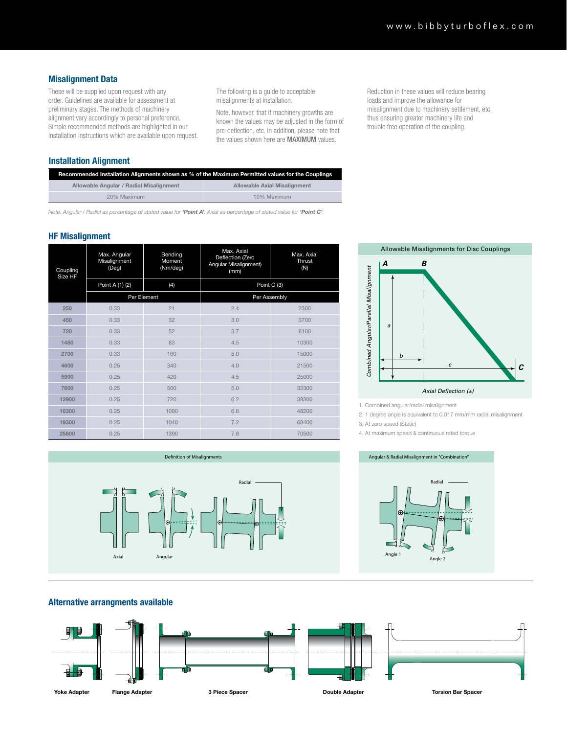## Misalignment Data

These will be supplied upon request with any order. Guidelines are available for assessment at preliminary stages. The methods of machinery alignment vary accordingly to personal preference. Simple recommended methods are highlighted in our Installation Instructions which are available upon request.

The following is a guide to acceptable misalignments at installation.

Note, however, that if machinery growths are known the values may be adjusted in the form of pre-deflection, etc. In addition, please note that the values shown here are **MAXIMUM** values.

Reduction in these values will reduce bearing loads and improve the allowance for misalignment due to machinery settlement, etc. thus ensuring greater machinery life and trouble free operation of the coupling.

## Installation Alignment

| Recommended Installation Alignments shown as % of the Maximum Permitted values for the Couplings | |
|---|---|
| Allowable Angular / Radial Misalignment | Allowable Axial Misalignment |
| 20% Maximum | 10% Maximum |

*Note: Angular / Radial as percentage of stated value for **'Point A'**. Axial as percentage of stated value for **'Point C'**.*

## HF Misalignment

| Coupling Size HF | Max. Angular Misalignment (Deg) | Bending Moment (Nm/deg) | Max. Axial Deflection (Zero Angular Misalignment) (mm) | Max. Axial Thrust (N) |
|---|---|---|---|---|
| | Point A (1) (2) | (4) | Point C (3) | |
| | Per Element | | Per Assembly | |
| 250 | 0.33 | 21 | 2.4 | 2300 |
| 450 | 0.33 | 32 | 3.0 | 3700 |
| 720 | 0.33 | 52 | 3.7 | 6100 |
| 1480 | 0.33 | 83 | 4.5 | 10300 |
| 2700 | 0.33 | 160 | 5.0 | 15000 |
| 4600 | 0.25 | 340 | 4.0 | 21500 |
| 5900 | 0.25 | 420 | 4.5 | 25000 |
| 7600 | 0.25 | 500 | 5.0 | 32300 |
| 12900 | 0.25 | 720 | 6.2 | 38300 |
| 16300 | 0.25 | 1090 | 6.6 | 48200 |
| 19300 | 0.25 | 1040 | 7.2 | 68400 |
| 25800 | 0.25 | 1390 | 7.8 | 70500 |

Allowable Misalignments for Disc Couplings

A B C a b c

Combined Angular/Parallel Misalignment

Axial Deflection (±)

1. Combined angular/radial misalignment
2. 1 degree angle is equivalent to 0.017 mm/mm radial misalignment
3. At zero speed (Static)
4. At maximum speed & continuous rated torque

Definition of Misalignments

Axial Angular Radial

Angular & Radial Misalignment in "Combination"

Radial Angle 1 Angle 2

## Alternative arrangments available

**Yoke Adapter** **Flange Adapter** **3 Piece Spacer** **Double Adapter** **Torsion Bar Spacer**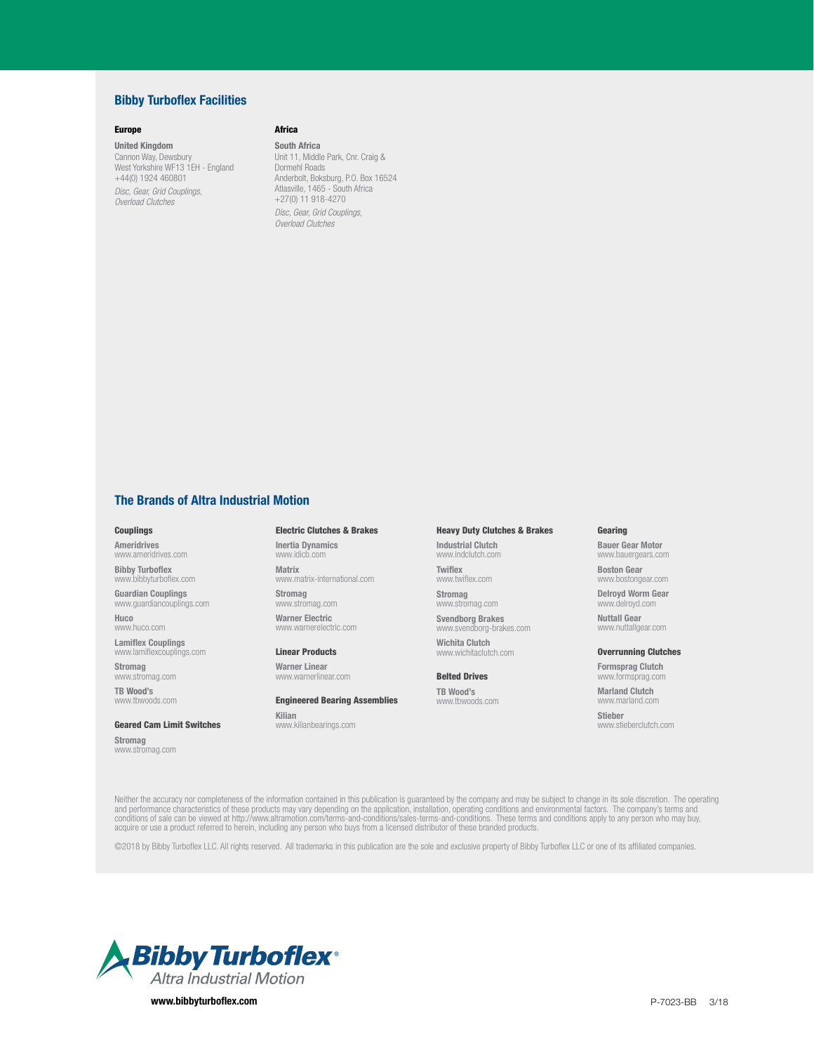## Bibby Turboflex Facilities

### Europe

**United Kingdom**
Cannon Way, Dewsbury
West Yorkshire WF13 1EH - England
+44(0) 1924 460801
*Disc, Gear, Grid Couplings, Overload Clutches*

### Africa

**South Africa**
Unit 11, Middle Park, Cnr. Craig & Dormehl Roads
Anderbolt, Boksburg, P.O. Box 16524
Atlasville, 1465 - South Africa
+27(0) 11 918-4270
*Disc, Gear, Grid Couplings, Overload Clutches*

## The Brands of Altra Industrial Motion

### Couplings

**Ameridrives**
www.ameridrives.com

**Bibby Turboflex**
www.bibbyturboflex.com

**Guardian Couplings**
www.guardiancouplings.com

**Huco**
www.huco.com

**Lamiflex Couplings**
www.lamiflexcouplings.com

**Stromag**
www.stromag.com

**TB Wood's**
www.tbwoods.com

### Geared Cam Limit Switches

**Stromag**
www.stromag.com

### Electric Clutches & Brakes

**Inertia Dynamics**
www.idicb.com

**Matrix**
www.matrix-international.com

**Stromag**
www.stromag.com

**Warner Electric**
www.warnerelectric.com

### Linear Products

**Warner Linear**
www.warnerlinear.com

### Engineered Bearing Assemblies

**Kilian**
www.kilianbearings.com

### Heavy Duty Clutches & Brakes

**Industrial Clutch**
www.indclutch.com

**Twiflex**
www.twiflex.com

**Stromag**
www.stromag.com

**Svendborg Brakes**
www.svendborg-brakes.com

**Wichita Clutch**
www.wichitaclutch.com

### Belted Drives

**TB Wood's**
www.tbwoods.com

### Gearing

**Bauer Gear Motor**
www.bauergears.com

**Boston Gear**
www.bostongear.com

**Delroyd Worm Gear**
www.delroyd.com

**Nuttall Gear**
www.nuttallgear.com

### Overrunning Clutches

**Formsprag Clutch**
www.formsprag.com

**Marland Clutch**
www.marland.com

**Stieber**
www.stieberclutch.com

Neither the accuracy nor completeness of the information contained in this publication is guaranteed by the company and may be subject to change in its sole discretion. The operating and performance characteristics of these products may vary depending on the application, installation, operating conditions and environmental factors. The company's terms and conditions of sale can be viewed at http://www.altramotion.com/terms-and-conditions/sales-terms-and-conditions. These terms and conditions apply to any person who may buy, acquire or use a product referred to herein, including any person who buys from a licensed distributor of these branded products.

©2018 by Bibby Turboflex LLC. All rights reserved. All trademarks in this publication are the sole and exclusive property of Bibby Turboflex LLC or one of its affiliated companies.

**Bibby Turboflex®**
*Altra Industrial Motion*

**www.bibbyturboflex.com**

P-7023-BB 3/18